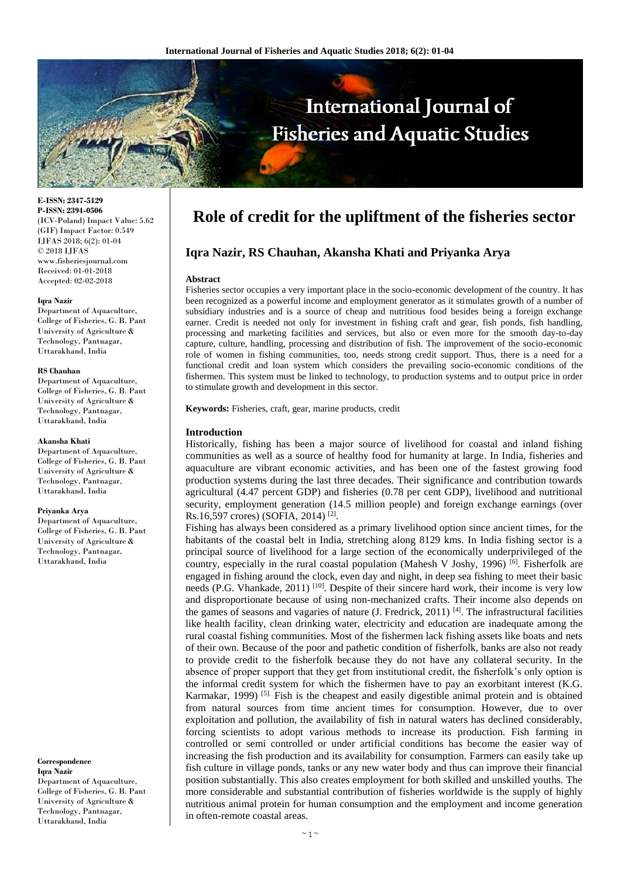E-ISSN: 2347-5129
P-ISSN: 2394-0506
(ICV-Poland) Impact Value: 5.62
(GIF) Impact Factor: 0.549
IJFAS 2018; 6(2): 01-04
© 2018 IJFAS
www.fisheriesjournal.com
Received: 01-01-2018
Accepted: 02-02-2018

**Iqra Nazir**
Department of Aquaculture, College of Fisheries, G. B. Pant University of Agriculture & Technology, Pantnagar, Uttarakhand, India

**RS Chauhan**
Department of Aquaculture, College of Fisheries, G. B. Pant University of Agriculture & Technology, Pantnagar, Uttarakhand, India

**Akansha Khati**
Department of Aquaculture, College of Fisheries, G. B. Pant University of Agriculture & Technology, Pantnagar, Uttarakhand, India

**Priyanka Arya**
Department of Aquaculture, College of Fisheries, G. B. Pant University of Agriculture & Technology, Pantnagar, Uttarakhand, India

**Correspondence**
**Iqra Nazir**
Department of Aquaculture, College of Fisheries, G. B. Pant University of Agriculture & Technology, Pantnagar, Uttarakhand, India

# Role of credit for the upliftment of the fisheries sector

## Iqra Nazir, RS Chauhan, Akansha Khati and Priyanka Arya

**Abstract**

Fisheries sector occupies a very important place in the socio-economic development of the country. It has been recognized as a powerful income and employment generator as it stimulates growth of a number of subsidiary industries and is a source of cheap and nutritious food besides being a foreign exchange earner. Credit is needed not only for investment in fishing craft and gear, fish ponds, fish handling, processing and marketing facilities and services, but also or even more for the smooth day-to-day capture, culture, handling, processing and distribution of fish. The improvement of the socio-economic role of women in fishing communities, too, needs strong credit support. Thus, there is a need for a functional credit and loan system which considers the prevailing socio-economic conditions of the fishermen. This system must be linked to technology, to production systems and to output price in order to stimulate growth and development in this sector.

**Keywords:** Fisheries, craft, gear, marine products, credit

**Introduction**

Historically, fishing has been a major source of livelihood for coastal and inland fishing communities as well as a source of healthy food for humanity at large. In India, fisheries and aquaculture are vibrant economic activities, and has been one of the fastest growing food production systems during the last three decades. Their significance and contribution towards agricultural (4.47 percent GDP) and fisheries (0.78 per cent GDP), livelihood and nutritional security, employment generation (14.5 million people) and foreign exchange earnings (over Rs.16,597 crores) (SOFIA, 2014) [2].

Fishing has always been considered as a primary livelihood option since ancient times, for the habitants of the coastal belt in India, stretching along 8129 kms. In India fishing sector is a principal source of livelihood for a large section of the economically underprivileged of the country, especially in the rural coastal population (Mahesh V Joshy, 1996) [6]. Fisherfolk are engaged in fishing around the clock, even day and night, in deep sea fishing to meet their basic needs (P.G. Vhankade, 2011) [10]. Despite of their sincere hard work, their income is very low and disproportionate because of using non-mechanized crafts. Their income also depends on the games of seasons and vagaries of nature (J. Fredrick, 2011) [4]. The infrastructural facilities like health facility, clean drinking water, electricity and education are inadequate among the rural coastal fishing communities. Most of the fishermen lack fishing assets like boats and nets of their own. Because of the poor and pathetic condition of fisherfolk, banks are also not ready to provide credit to the fisherfolk because they do not have any collateral security. In the absence of proper support that they get from institutional credit, the fisherfolk's only option is the informal credit system for which the fishermen have to pay an exorbitant interest (K.G. Karmakar, 1999) [5]. Fish is the cheapest and easily digestible animal protein and is obtained from natural sources from time ancient times for consumption. However, due to over exploitation and pollution, the availability of fish in natural waters has declined considerably, forcing scientists to adopt various methods to increase its production. Fish farming in controlled or semi controlled or under artificial conditions has become the easier way of increasing the fish production and its availability for consumption. Farmers can easily take up fish culture in village ponds, tanks or any new water body and thus can improve their financial position substantially. This also creates employment for both skilled and unskilled youths. The more considerable and substantial contribution of fisheries worldwide is the supply of highly nutritious animal protein for human consumption and the employment and income generation in often-remote coastal areas.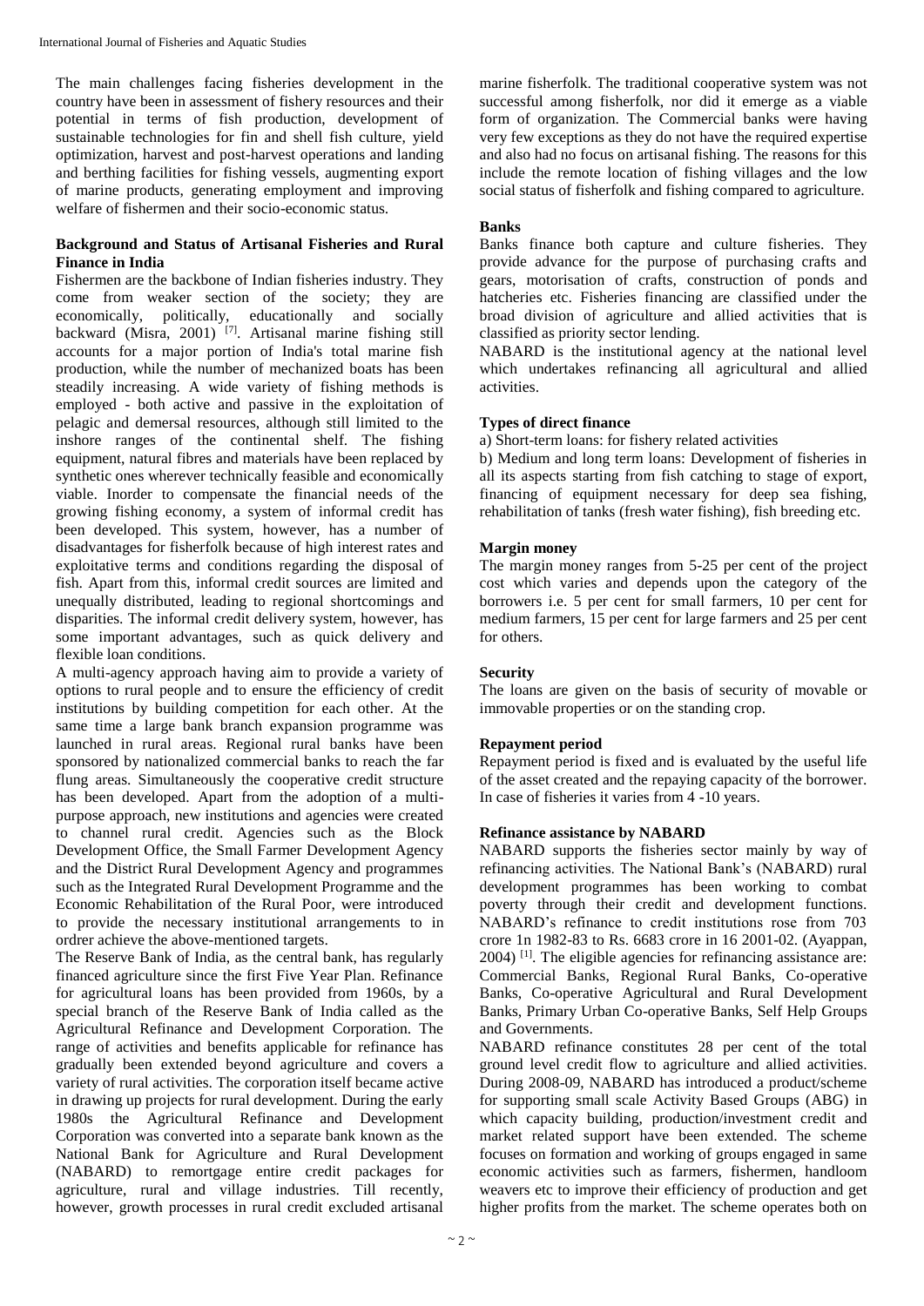The main challenges facing fisheries development in the country have been in assessment of fishery resources and their potential in terms of fish production, development of sustainable technologies for fin and shell fish culture, yield optimization, harvest and post-harvest operations and landing and berthing facilities for fishing vessels, augmenting export of marine products, generating employment and improving welfare of fishermen and their socio-economic status.

## Background and Status of Artisanal Fisheries and Rural Finance in India

Fishermen are the backbone of Indian fisheries industry. They come from weaker section of the society; they are economically, politically, educationally and socially backward (Misra, 2001) [7]. Artisanal marine fishing still accounts for a major portion of India's total marine fish production, while the number of mechanized boats has been steadily increasing. A wide variety of fishing methods is employed - both active and passive in the exploitation of pelagic and demersal resources, although still limited to the inshore ranges of the continental shelf. The fishing equipment, natural fibres and materials have been replaced by synthetic ones wherever technically feasible and economically viable. Inorder to compensate the financial needs of the growing fishing economy, a system of informal credit has been developed. This system, however, has a number of disadvantages for fisherfolk because of high interest rates and exploitative terms and conditions regarding the disposal of fish. Apart from this, informal credit sources are limited and unequally distributed, leading to regional shortcomings and disparities. The informal credit delivery system, however, has some important advantages, such as quick delivery and flexible loan conditions.

A multi-agency approach having aim to provide a variety of options to rural people and to ensure the efficiency of credit institutions by building competition for each other. At the same time a large bank branch expansion programme was launched in rural areas. Regional rural banks have been sponsored by nationalized commercial banks to reach the far flung areas. Simultaneously the cooperative credit structure has been developed. Apart from the adoption of a multi-purpose approach, new institutions and agencies were created to channel rural credit. Agencies such as the Block Development Office, the Small Farmer Development Agency and the District Rural Development Agency and programmes such as the Integrated Rural Development Programme and the Economic Rehabilitation of the Rural Poor, were introduced to provide the necessary institutional arrangements to in ordrer achieve the above-mentioned targets.

The Reserve Bank of India, as the central bank, has regularly financed agriculture since the first Five Year Plan. Refinance for agricultural loans has been provided from 1960s, by a special branch of the Reserve Bank of India called as the Agricultural Refinance and Development Corporation. The range of activities and benefits applicable for refinance has gradually been extended beyond agriculture and covers a variety of rural activities. The corporation itself became active in drawing up projects for rural development. During the early 1980s the Agricultural Refinance and Development Corporation was converted into a separate bank known as the National Bank for Agriculture and Rural Development (NABARD) to remortgage entire credit packages for agriculture, rural and village industries. Till recently, however, growth processes in rural credit excluded artisanal marine fisherfolk. The traditional cooperative system was not successful among fisherfolk, nor did it emerge as a viable form of organization. The Commercial banks were having very few exceptions as they do not have the required expertise and also had no focus on artisanal fishing. The reasons for this include the remote location of fishing villages and the low social status of fisherfolk and fishing compared to agriculture.

### Banks

Banks finance both capture and culture fisheries. They provide advance for the purpose of purchasing crafts and gears, motorisation of crafts, construction of ponds and hatcheries etc. Fisheries financing are classified under the broad division of agriculture and allied activities that is classified as priority sector lending.

NABARD is the institutional agency at the national level which undertakes refinancing all agricultural and allied activities.

### Types of direct finance

a) Short-term loans: for fishery related activities

b) Medium and long term loans: Development of fisheries in all its aspects starting from fish catching to stage of export, financing of equipment necessary for deep sea fishing, rehabilitation of tanks (fresh water fishing), fish breeding etc.

### Margin money

The margin money ranges from 5-25 per cent of the project cost which varies and depends upon the category of the borrowers i.e. 5 per cent for small farmers, 10 per cent for medium farmers, 15 per cent for large farmers and 25 per cent for others.

### Security

The loans are given on the basis of security of movable or immovable properties or on the standing crop.

### Repayment period

Repayment period is fixed and is evaluated by the useful life of the asset created and the repaying capacity of the borrower. In case of fisheries it varies from 4 -10 years.

### Refinance assistance by NABARD

NABARD supports the fisheries sector mainly by way of refinancing activities. The National Bank's (NABARD) rural development programmes has been working to combat poverty through their credit and development functions. NABARD's refinance to credit institutions rose from 703 crore 1n 1982-83 to Rs. 6683 crore in 16 2001-02. (Ayappan, 2004) [1]. The eligible agencies for refinancing assistance are: Commercial Banks, Regional Rural Banks, Co-operative Banks, Co-operative Agricultural and Rural Development Banks, Primary Urban Co-operative Banks, Self Help Groups and Governments.

NABARD refinance constitutes 28 per cent of the total ground level credit flow to agriculture and allied activities. During 2008-09, NABARD has introduced a product/scheme for supporting small scale Activity Based Groups (ABG) in which capacity building, production/investment credit and market related support have been extended. The scheme focuses on formation and working of groups engaged in same economic activities such as farmers, fishermen, handloom weavers etc to improve their efficiency of production and get higher profits from the market. The scheme operates both on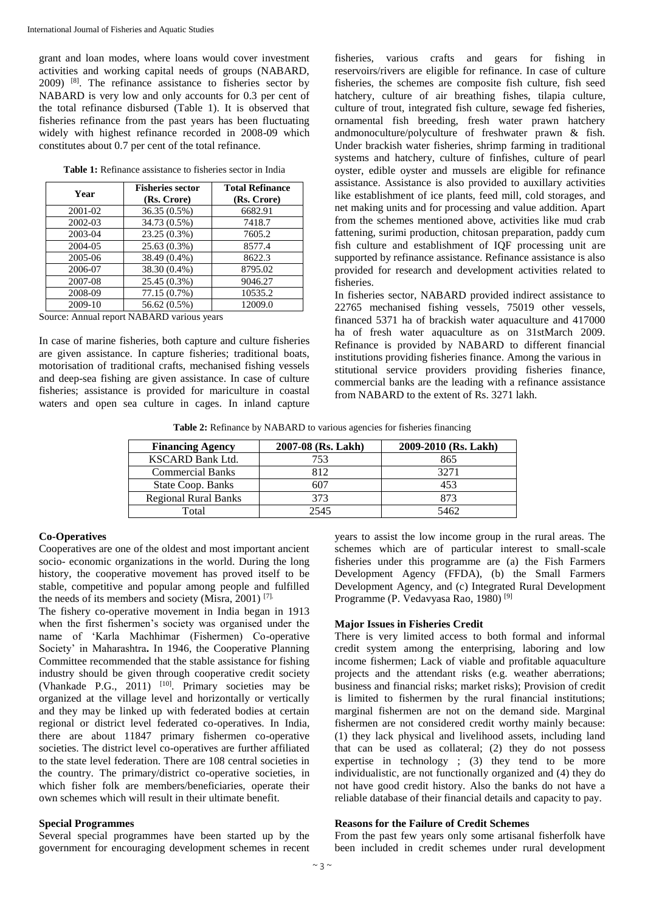grant and loan modes, where loans would cover investment activities and working capital needs of groups (NABARD, 2009) [8]. The refinance assistance to fisheries sector by NABARD is very low and only accounts for 0.3 per cent of the total refinance disbursed (Table 1). It is observed that fisheries refinance from the past years has been fluctuating widely with highest refinance recorded in 2008-09 which constitutes about 0.7 per cent of the total refinance.

**Table 1:** Refinance assistance to fisheries sector in India

| Year | Fisheries sector (Rs. Crore) | Total Refinance (Rs. Crore) |
|---|---|---|
| 2001-02 | 36.35 (0.5%) | 6682.91 |
| 2002-03 | 34.73 (0.5%) | 7418.7 |
| 2003-04 | 23.25 (0.3%) | 7605.2 |
| 2004-05 | 25.63 (0.3%) | 8577.4 |
| 2005-06 | 38.49 (0.4%) | 8622.3 |
| 2006-07 | 38.30 (0.4%) | 8795.02 |
| 2007-08 | 25.45 (0.3%) | 9046.27 |
| 2008-09 | 77.15 (0.7%) | 10535.2 |
| 2009-10 | 56.62 (0.5%) | 12009.0 |

Source: Annual report NABARD various years

In case of marine fisheries, both capture and culture fisheries are given assistance. In capture fisheries; traditional boats, motorisation of traditional crafts, mechanised fishing vessels and deep-sea fishing are given assistance. In case of culture fisheries; assistance is provided for mariculture in coastal waters and open sea culture in cages. In inland capture fisheries, various crafts and gears for fishing in reservoirs/rivers are eligible for refinance. In case of culture fisheries, the schemes are composite fish culture, fish seed hatchery, culture of air breathing fishes, tilapia culture, culture of trout, integrated fish culture, sewage fed fisheries, ornamental fish breeding, fresh water prawn hatchery andmonoculture/polyculture of freshwater prawn & fish. Under brackish water fisheries, shrimp farming in traditional systems and hatchery, culture of finfishes, culture of pearl oyster, edible oyster and mussels are eligible for refinance assistance. Assistance is also provided to auxillary activities like establishment of ice plants, feed mill, cold storages, and net making units and for processing and value addition. Apart from the schemes mentioned above, activities like mud crab fattening, surimi production, chitosan preparation, paddy cum fish culture and establishment of IQF processing unit are supported by refinance assistance. Refinance assistance is also provided for research and development activities related to fisheries.

In fisheries sector, NABARD provided indirect assistance to 22765 mechanised fishing vessels, 75019 other vessels, financed 5371 ha of brackish water aquaculture and 417000 ha of fresh water aquaculture as on 31stMarch 2009. Refinance is provided by NABARD to different financial institutions providing fisheries finance. Among the various institutional service providers providing fisheries finance, commercial banks are the leading with a refinance assistance from NABARD to the extent of Rs. 3271 lakh.

**Table 2:** Refinance by NABARD to various agencies for fisheries financing

| Financing Agency | 2007-08 (Rs. Lakh) | 2009-2010 (Rs. Lakh) |
|---|---|---|
| KSCARD Bank Ltd. | 753 | 865 |
| Commercial Banks | 812 | 3271 |
| State Coop. Banks | 607 | 453 |
| Regional Rural Banks | 373 | 873 |
| Total | 2545 | 5462 |

### Co-Operatives

Cooperatives are one of the oldest and most important ancient socio- economic organizations in the world. During the long history, the cooperative movement has proved itself to be stable, competitive and popular among people and fulfilled the needs of its members and society (Misra, 2001) [7].

The fishery co-operative movement in India began in 1913 when the first fishermen's society was organised under the name of 'Karla Machhimar (Fishermen) Co-operative Society' in Maharashtra**.** In 1946, the Cooperative Planning Committee recommended that the stable assistance for fishing industry should be given through cooperative credit society (Vhankade P.G., 2011) [10]. Primary societies may be organized at the village level and horizontally or vertically and they may be linked up with federated bodies at certain regional or district level federated co-operatives. In India, there are about 11847 primary fishermen co-operative societies. The district level co-operatives are further affiliated to the state level federation. There are 108 central societies in the country. The primary/district co-operative societies, in which fisher folk are members/beneficiaries, operate their own schemes which will result in their ultimate benefit.

### Special Programmes

Several special programmes have been started up by the government for encouraging development schemes in recent years to assist the low income group in the rural areas. The schemes which are of particular interest to small-scale fisheries under this programme are (a) the Fish Farmers Development Agency (FFDA), (b) the Small Farmers Development Agency, and (c) Integrated Rural Development Programme (P. Vedavyasa Rao, 1980) [9]

### Major Issues in Fisheries Credit

There is very limited access to both formal and informal credit system among the enterprising, laboring and low income fishermen; Lack of viable and profitable aquaculture projects and the attendant risks (e.g. weather aberrations; business and financial risks; market risks); Provision of credit is limited to fishermen by the rural financial institutions; marginal fishermen are not on the demand side. Marginal fishermen are not considered credit worthy mainly because: (1) they lack physical and livelihood assets, including land that can be used as collateral; (2) they do not possess expertise in technology ; (3) they tend to be more individualistic, are not functionally organized and (4) they do not have good credit history. Also the banks do not have a reliable database of their financial details and capacity to pay.

### Reasons for the Failure of Credit Schemes

From the past few years only some artisanal fisherfolk have been included in credit schemes under rural development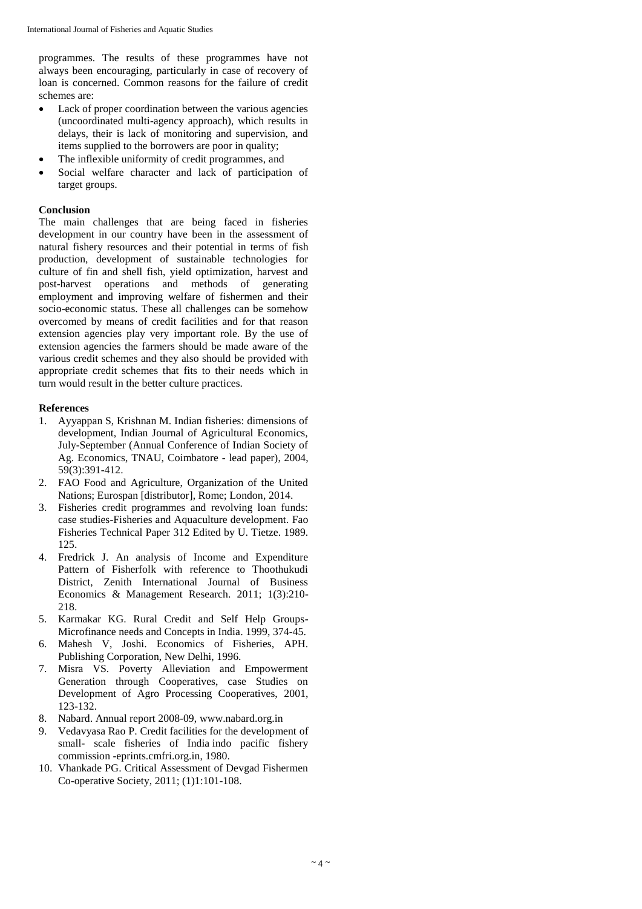programmes. The results of these programmes have not always been encouraging, particularly in case of recovery of loan is concerned. Common reasons for the failure of credit schemes are:

- Lack of proper coordination between the various agencies (uncoordinated multi-agency approach), which results in delays, their is lack of monitoring and supervision, and items supplied to the borrowers are poor in quality;
- The inflexible uniformity of credit programmes, and
- Social welfare character and lack of participation of target groups.

## Conclusion

The main challenges that are being faced in fisheries development in our country have been in the assessment of natural fishery resources and their potential in terms of fish production, development of sustainable technologies for culture of fin and shell fish, yield optimization, harvest and post-harvest operations and methods of generating employment and improving welfare of fishermen and their socio-economic status. These all challenges can be somehow overcomed by means of credit facilities and for that reason extension agencies play very important role. By the use of extension agencies the farmers should be made aware of the various credit schemes and they also should be provided with appropriate credit schemes that fits to their needs which in turn would result in the better culture practices.

## References

1. Ayyappan S, Krishnan M. Indian fisheries: dimensions of development, Indian Journal of Agricultural Economics, July-September (Annual Conference of Indian Society of Ag. Economics, TNAU, Coimbatore - lead paper), 2004, 59(3):391-412.
2. FAO Food and Agriculture, Organization of the United Nations; Eurospan [distributor], Rome; London, 2014.
3. Fisheries credit programmes and revolving loan funds: case studies-Fisheries and Aquaculture development. Fao Fisheries Technical Paper 312 Edited by U. Tietze. 1989. 125.
4. Fredrick J. An analysis of Income and Expenditure Pattern of Fisherfolk with reference to Thoothukudi District, Zenith International Journal of Business Economics & Management Research. 2011; 1(3):210-218.
5. Karmakar KG. Rural Credit and Self Help Groups-Microfinance needs and Concepts in India. 1999, 374-45.
6. Mahesh V, Joshi. Economics of Fisheries, APH. Publishing Corporation, New Delhi, 1996.
7. Misra VS. Poverty Alleviation and Empowerment Generation through Cooperatives, case Studies on Development of Agro Processing Cooperatives, 2001, 123-132.
8. Nabard. Annual report 2008-09, www.nabard.org.in
9. Vedavyasa Rao P. Credit facilities for the development of small- scale fisheries of India indo pacific fishery commission -eprints.cmfri.org.in, 1980.
10. Vhankade PG. Critical Assessment of Devgad Fishermen Co-operative Society, 2011; (1)1:101-108.